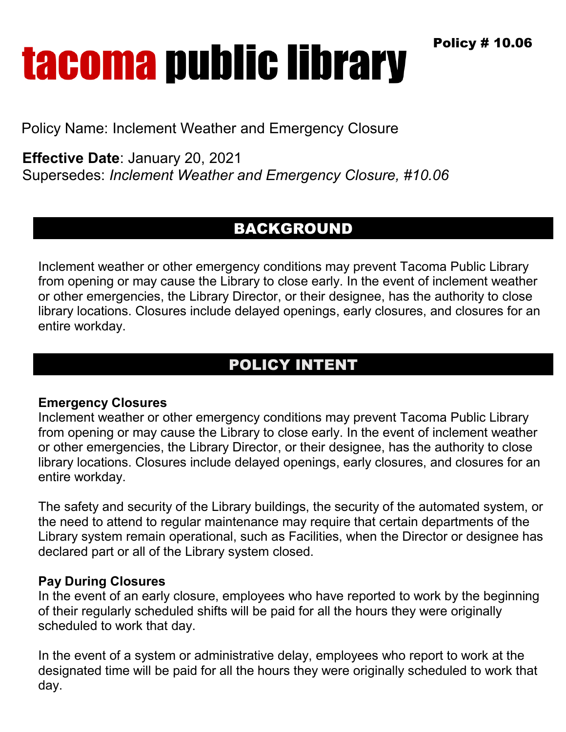# tacoma public library

**Policy # 10.06**

Policy Name: Inclement Weather and Emergency Closure

**Effective Date**: January 20, 2021
Supersedes: *Inclement Weather and Emergency Closure, #10.06*

## BACKGROUND

Inclement weather or other emergency conditions may prevent Tacoma Public Library from opening or may cause the Library to close early. In the event of inclement weather or other emergencies, the Library Director, or their designee, has the authority to close library locations. Closures include delayed openings, early closures, and closures for an entire workday.

## POLICY INTENT

**Emergency Closures**
Inclement weather or other emergency conditions may prevent Tacoma Public Library from opening or may cause the Library to close early. In the event of inclement weather or other emergencies, the Library Director, or their designee, has the authority to close library locations. Closures include delayed openings, early closures, and closures for an entire workday.

The safety and security of the Library buildings, the security of the automated system, or the need to attend to regular maintenance may require that certain departments of the Library system remain operational, such as Facilities, when the Director or designee has declared part or all of the Library system closed.

**Pay During Closures**
In the event of an early closure, employees who have reported to work by the beginning of their regularly scheduled shifts will be paid for all the hours they were originally scheduled to work that day.

In the event of a system or administrative delay, employees who report to work at the designated time will be paid for all the hours they were originally scheduled to work that day.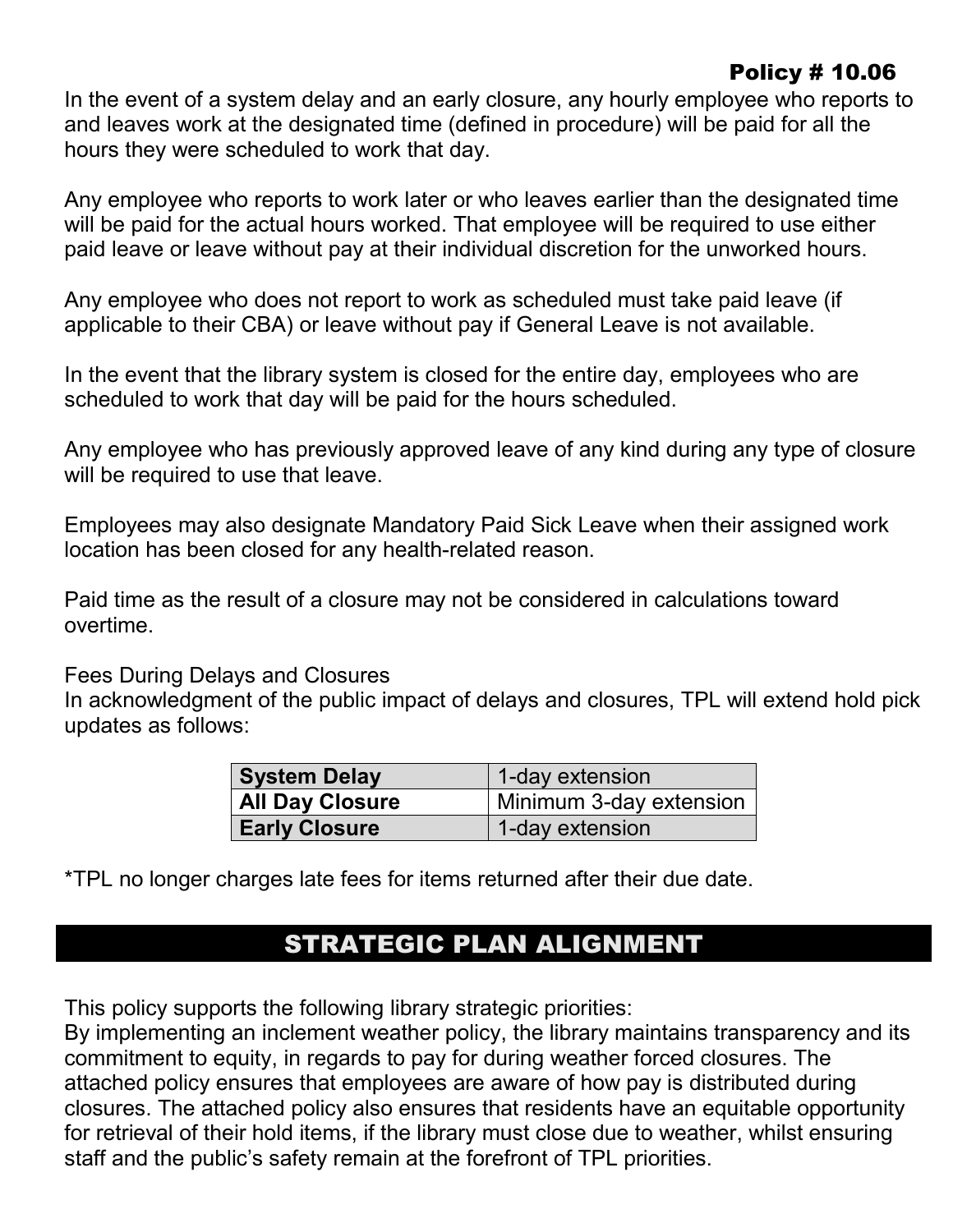In the event of a system delay and an early closure, any hourly employee who reports to and leaves work at the designated time (defined in procedure) will be paid for all the hours they were scheduled to work that day.

Any employee who reports to work later or who leaves earlier than the designated time will be paid for the actual hours worked. That employee will be required to use either paid leave or leave without pay at their individual discretion for the unworked hours.

Any employee who does not report to work as scheduled must take paid leave (if applicable to their CBA) or leave without pay if General Leave is not available.

In the event that the library system is closed for the entire day, employees who are scheduled to work that day will be paid for the hours scheduled.

Any employee who has previously approved leave of any kind during any type of closure will be required to use that leave.

Employees may also designate Mandatory Paid Sick Leave when their assigned work location has been closed for any health-related reason.

Paid time as the result of a closure may not be considered in calculations toward overtime.

Fees During Delays and Closures

In acknowledgment of the public impact of delays and closures, TPL will extend hold pick updates as follows:

| **System Delay** | 1-day extension |
|---|---|
| **All Day Closure** | Minimum 3-day extension |
| **Early Closure** | 1-day extension |

*TPL no longer charges late fees for items returned after their due date.

## STRATEGIC PLAN ALIGNMENT

This policy supports the following library strategic priorities:

By implementing an inclement weather policy, the library maintains transparency and its commitment to equity, in regards to pay for during weather forced closures. The attached policy ensures that employees are aware of how pay is distributed during closures. The attached policy also ensures that residents have an equitable opportunity for retrieval of their hold items, if the library must close due to weather, whilst ensuring staff and the public's safety remain at the forefront of TPL priorities.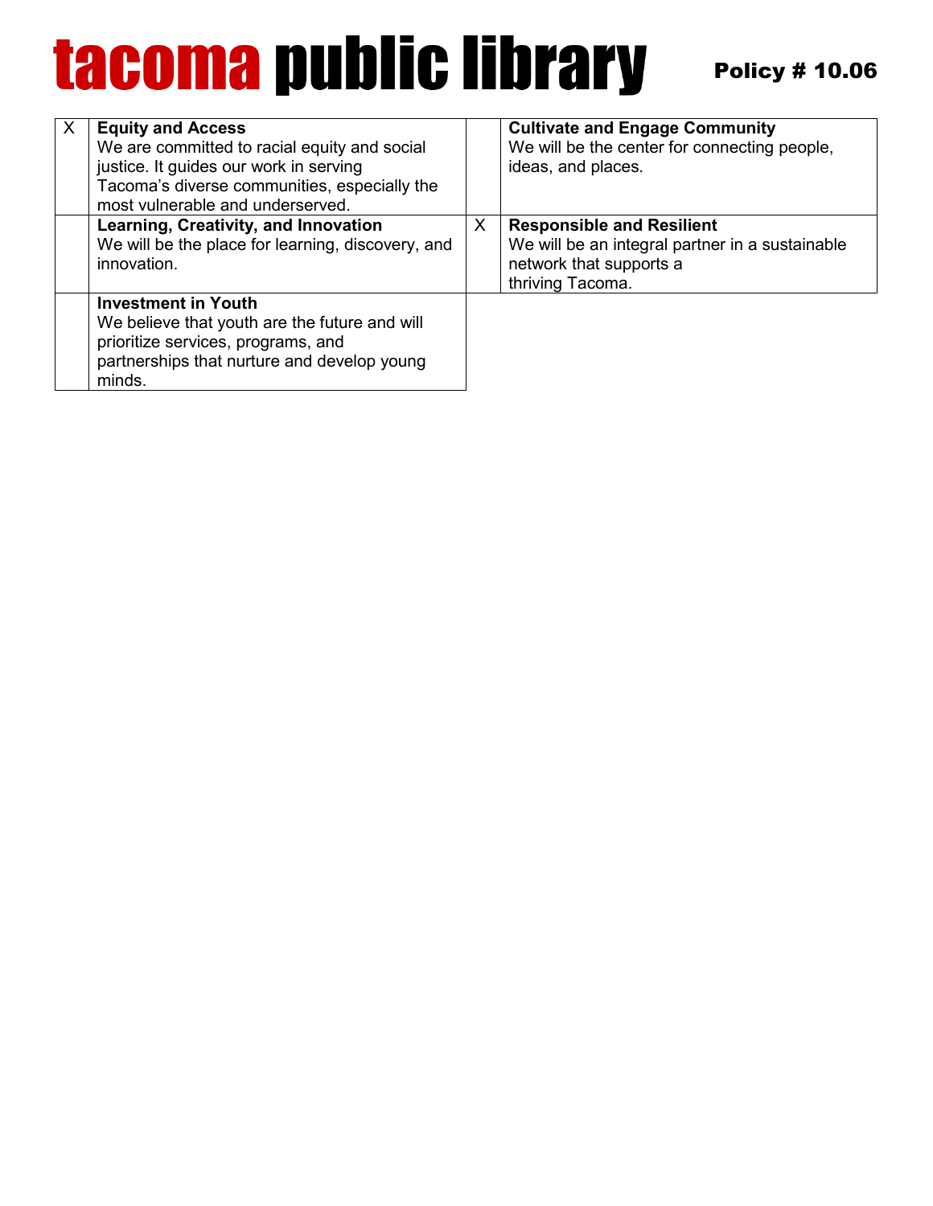| | | | |
|---|---|---|---|
| X | **Equity and Access**<br>We are committed to racial equity and social justice. It guides our work in serving Tacoma's diverse communities, especially the most vulnerable and underserved. | | **Cultivate and Engage Community**<br>We will be the center for connecting people, ideas, and places. |
| | **Learning, Creativity, and Innovation**<br>We will be the place for learning, discovery, and innovation. | X | **Responsible and Resilient**<br>We will be an integral partner in a sustainable network that supports a thriving Tacoma. |
| | **Investment in Youth**<br>We believe that youth are the future and will prioritize services, programs, and partnerships that nurture and develop young minds. | | |